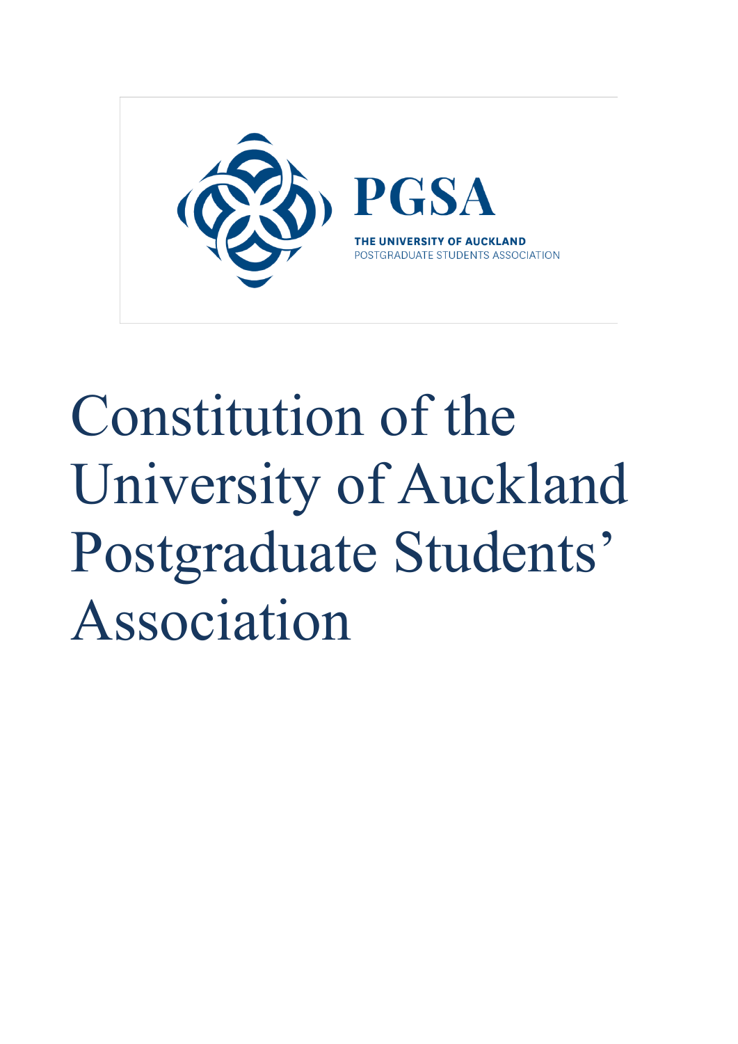PGSA

THE UNIVERSITY OF AUCKLAND
POSTGRADUATE STUDENTS ASSOCIATION

# Constitution of the University of Auckland Postgraduate Students' Association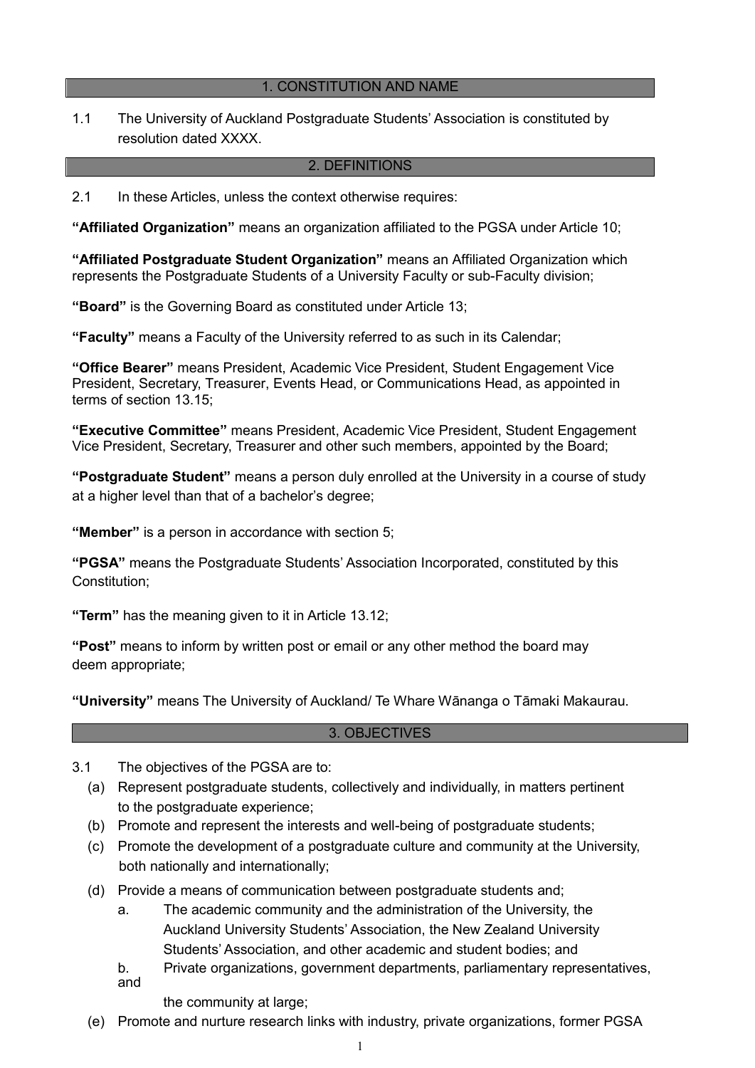## 1. CONSTITUTION AND NAME

1.1 The University of Auckland Postgraduate Students' Association is constituted by resolution dated XXXX.

## 2. DEFINITIONS

2.1 In these Articles, unless the context otherwise requires:

**"Affiliated Organization"** means an organization affiliated to the PGSA under Article 10;

**"Affiliated Postgraduate Student Organization"** means an Affiliated Organization which represents the Postgraduate Students of a University Faculty or sub-Faculty division;

**"Board"** is the Governing Board as constituted under Article 13;

**"Faculty"** means a Faculty of the University referred to as such in its Calendar;

**"Office Bearer"** means President, Academic Vice President, Student Engagement Vice President, Secretary, Treasurer, Events Head, or Communications Head, as appointed in terms of section 13.15;

**"Executive Committee"** means President, Academic Vice President, Student Engagement Vice President, Secretary, Treasurer and other such members, appointed by the Board;

**"Postgraduate Student"** means a person duly enrolled at the University in a course of study at a higher level than that of a bachelor's degree;

**"Member"** is a person in accordance with section 5;

**"PGSA"** means the Postgraduate Students' Association Incorporated, constituted by this Constitution;

**"Term"** has the meaning given to it in Article 13.12;

**"Post"** means to inform by written post or email or any other method the board may deem appropriate;

**"University"** means The University of Auckland/ Te Whare Wānanga o Tāmaki Makaurau.

## 3. OBJECTIVES

3.1 The objectives of the PGSA are to:

(a) Represent postgraduate students, collectively and individually, in matters pertinent to the postgraduate experience;

(b) Promote and represent the interests and well-being of postgraduate students;

(c) Promote the development of a postgraduate culture and community at the University, both nationally and internationally;

(d) Provide a means of communication between postgraduate students and;

  a. The academic community and the administration of the University, the Auckland University Students' Association, the New Zealand University Students' Association, and other academic and student bodies; and

  b. Private organizations, government departments, parliamentary representatives, and the community at large;

(e) Promote and nurture research links with industry, private organizations, former PGSA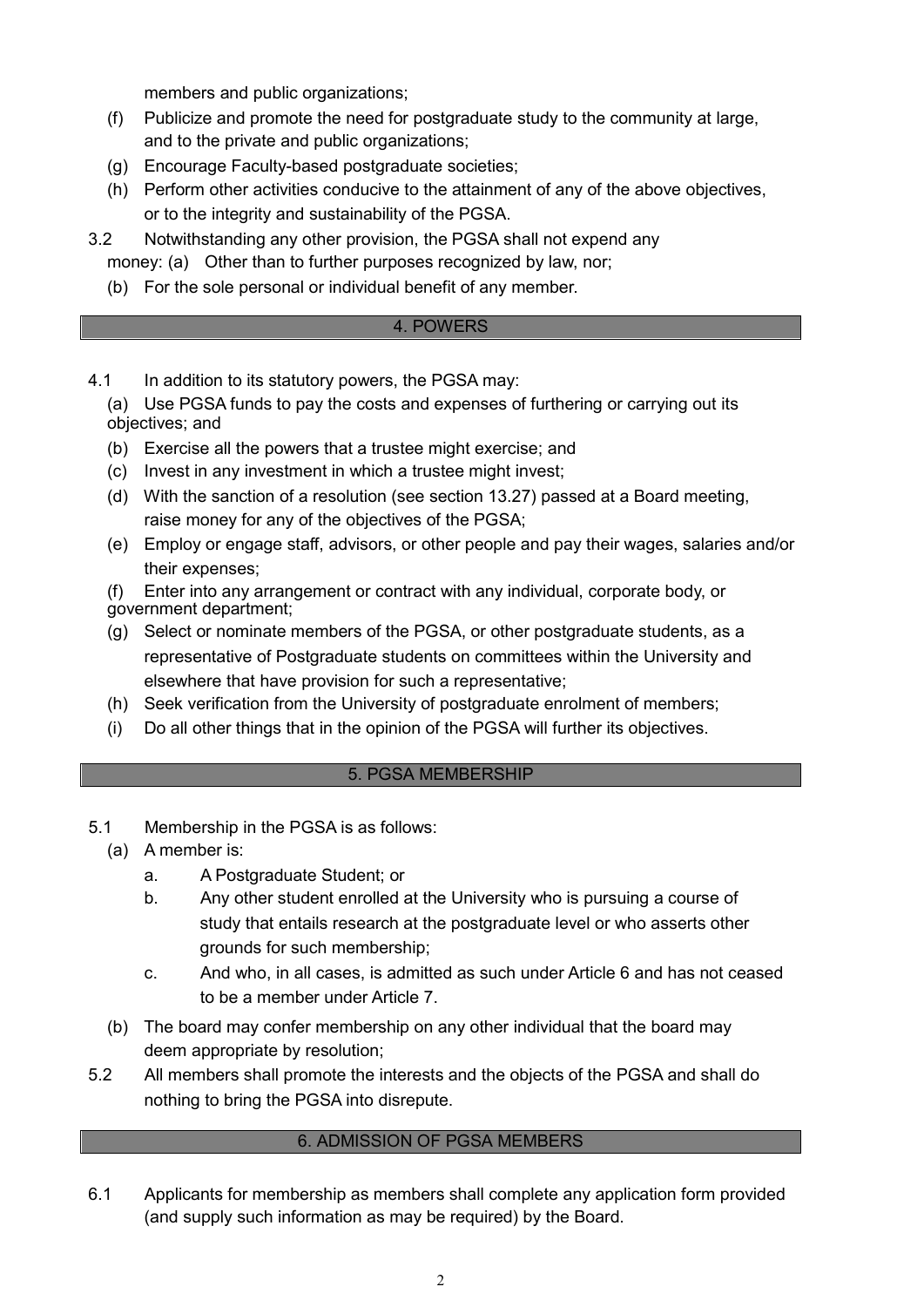members and public organizations;

(f) Publicize and promote the need for postgraduate study to the community at large, and to the private and public organizations;

(g) Encourage Faculty-based postgraduate societies;

(h) Perform other activities conducive to the attainment of any of the above objectives, or to the integrity and sustainability of the PGSA.

3.2 Notwithstanding any other provision, the PGSA shall not expend any money: (a) Other than to further purposes recognized by law, nor;

(b) For the sole personal or individual benefit of any member.

## 4. POWERS

4.1 In addition to its statutory powers, the PGSA may:

(a) Use PGSA funds to pay the costs and expenses of furthering or carrying out its objectives; and

(b) Exercise all the powers that a trustee might exercise; and

(c) Invest in any investment in which a trustee might invest;

(d) With the sanction of a resolution (see section 13.27) passed at a Board meeting, raise money for any of the objectives of the PGSA;

(e) Employ or engage staff, advisors, or other people and pay their wages, salaries and/or their expenses;

(f) Enter into any arrangement or contract with any individual, corporate body, or government department;

(g) Select or nominate members of the PGSA, or other postgraduate students, as a representative of Postgraduate students on committees within the University and elsewhere that have provision for such a representative;

(h) Seek verification from the University of postgraduate enrolment of members;

(i) Do all other things that in the opinion of the PGSA will further its objectives.

## 5. PGSA MEMBERSHIP

5.1 Membership in the PGSA is as follows:

(a) A member is:

a. A Postgraduate Student; or

b. Any other student enrolled at the University who is pursuing a course of study that entails research at the postgraduate level or who asserts other grounds for such membership;

c. And who, in all cases, is admitted as such under Article 6 and has not ceased to be a member under Article 7.

(b) The board may confer membership on any other individual that the board may deem appropriate by resolution;

5.2 All members shall promote the interests and the objects of the PGSA and shall do nothing to bring the PGSA into disrepute.

## 6. ADMISSION OF PGSA MEMBERS

6.1 Applicants for membership as members shall complete any application form provided (and supply such information as may be required) by the Board.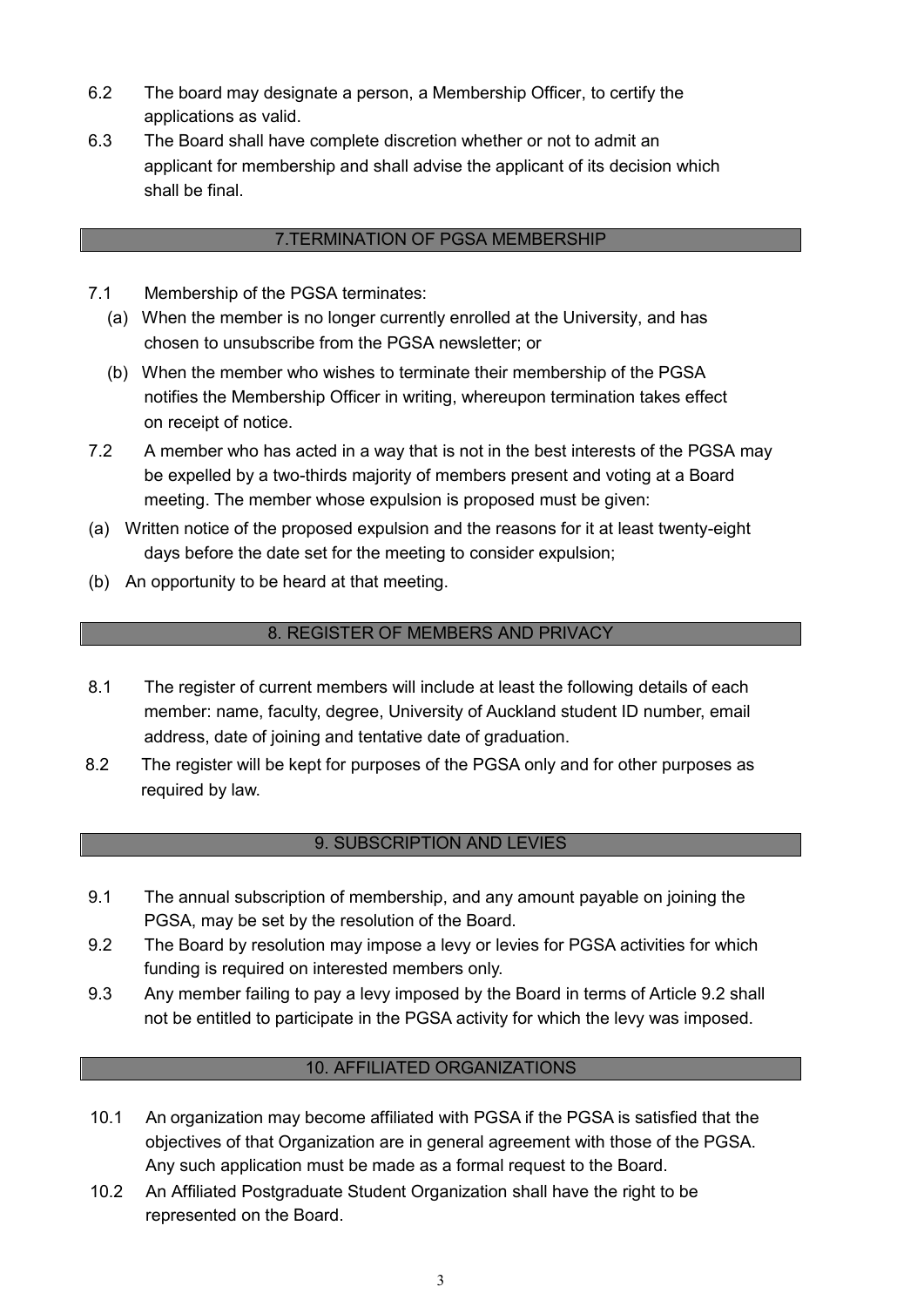6.2 The board may designate a person, a Membership Officer, to certify the applications as valid.

6.3 The Board shall have complete discretion whether or not to admit an applicant for membership and shall advise the applicant of its decision which shall be final.

## 7.TERMINATION OF PGSA MEMBERSHIP

7.1 Membership of the PGSA terminates:

(a) When the member is no longer currently enrolled at the University, and has chosen to unsubscribe from the PGSA newsletter; or

(b) When the member who wishes to terminate their membership of the PGSA notifies the Membership Officer in writing, whereupon termination takes effect on receipt of notice.

7.2 A member who has acted in a way that is not in the best interests of the PGSA may be expelled by a two-thirds majority of members present and voting at a Board meeting. The member whose expulsion is proposed must be given:

(a) Written notice of the proposed expulsion and the reasons for it at least twenty-eight days before the date set for the meeting to consider expulsion;

(b) An opportunity to be heard at that meeting.

## 8. REGISTER OF MEMBERS AND PRIVACY

8.1 The register of current members will include at least the following details of each member: name, faculty, degree, University of Auckland student ID number, email address, date of joining and tentative date of graduation.

8.2 The register will be kept for purposes of the PGSA only and for other purposes as required by law.

## 9. SUBSCRIPTION AND LEVIES

9.1 The annual subscription of membership, and any amount payable on joining the PGSA, may be set by the resolution of the Board.

9.2 The Board by resolution may impose a levy or levies for PGSA activities for which funding is required on interested members only.

9.3 Any member failing to pay a levy imposed by the Board in terms of Article 9.2 shall not be entitled to participate in the PGSA activity for which the levy was imposed.

## 10. AFFILIATED ORGANIZATIONS

10.1 An organization may become affiliated with PGSA if the PGSA is satisfied that the objectives of that Organization are in general agreement with those of the PGSA. Any such application must be made as a formal request to the Board.

10.2 An Affiliated Postgraduate Student Organization shall have the right to be represented on the Board.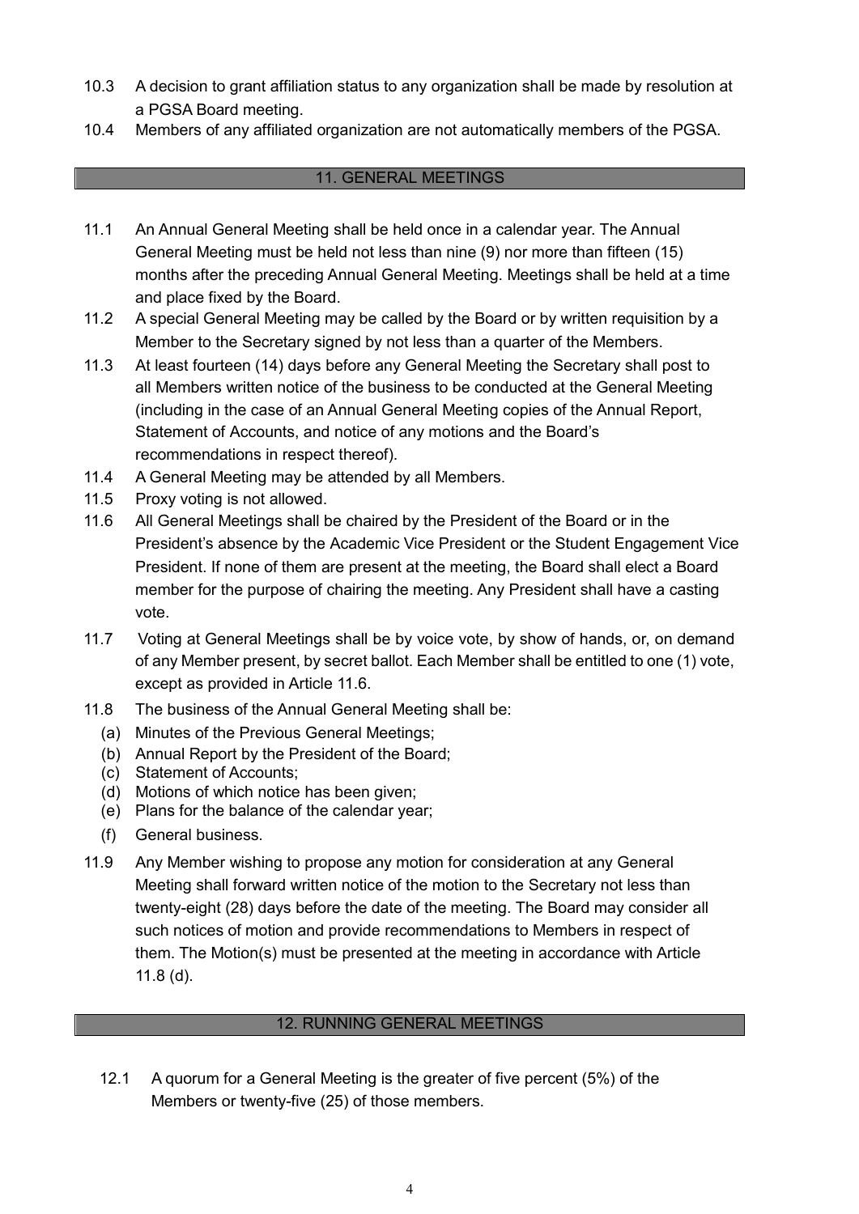10.3 A decision to grant affiliation status to any organization shall be made by resolution at a PGSA Board meeting.

10.4 Members of any affiliated organization are not automatically members of the PGSA.

## 11. GENERAL MEETINGS

11.1 An Annual General Meeting shall be held once in a calendar year. The Annual General Meeting must be held not less than nine (9) nor more than fifteen (15) months after the preceding Annual General Meeting. Meetings shall be held at a time and place fixed by the Board.

11.2 A special General Meeting may be called by the Board or by written requisition by a Member to the Secretary signed by not less than a quarter of the Members.

11.3 At least fourteen (14) days before any General Meeting the Secretary shall post to all Members written notice of the business to be conducted at the General Meeting (including in the case of an Annual General Meeting copies of the Annual Report, Statement of Accounts, and notice of any motions and the Board's recommendations in respect thereof).

11.4 A General Meeting may be attended by all Members.

11.5 Proxy voting is not allowed.

11.6 All General Meetings shall be chaired by the President of the Board or in the President's absence by the Academic Vice President or the Student Engagement Vice President. If none of them are present at the meeting, the Board shall elect a Board member for the purpose of chairing the meeting. Any President shall have a casting vote.

11.7 Voting at General Meetings shall be by voice vote, by show of hands, or, on demand of any Member present, by secret ballot. Each Member shall be entitled to one (1) vote, except as provided in Article 11.6.

11.8 The business of the Annual General Meeting shall be:

(a) Minutes of the Previous General Meetings;
(b) Annual Report by the President of the Board;
(c) Statement of Accounts;
(d) Motions of which notice has been given;
(e) Plans for the balance of the calendar year;
(f) General business.

11.9 Any Member wishing to propose any motion for consideration at any General Meeting shall forward written notice of the motion to the Secretary not less than twenty-eight (28) days before the date of the meeting. The Board may consider all such notices of motion and provide recommendations to Members in respect of them. The Motion(s) must be presented at the meeting in accordance with Article 11.8 (d).

## 12. RUNNING GENERAL MEETINGS

12.1 A quorum for a General Meeting is the greater of five percent (5%) of the Members or twenty-five (25) of those members.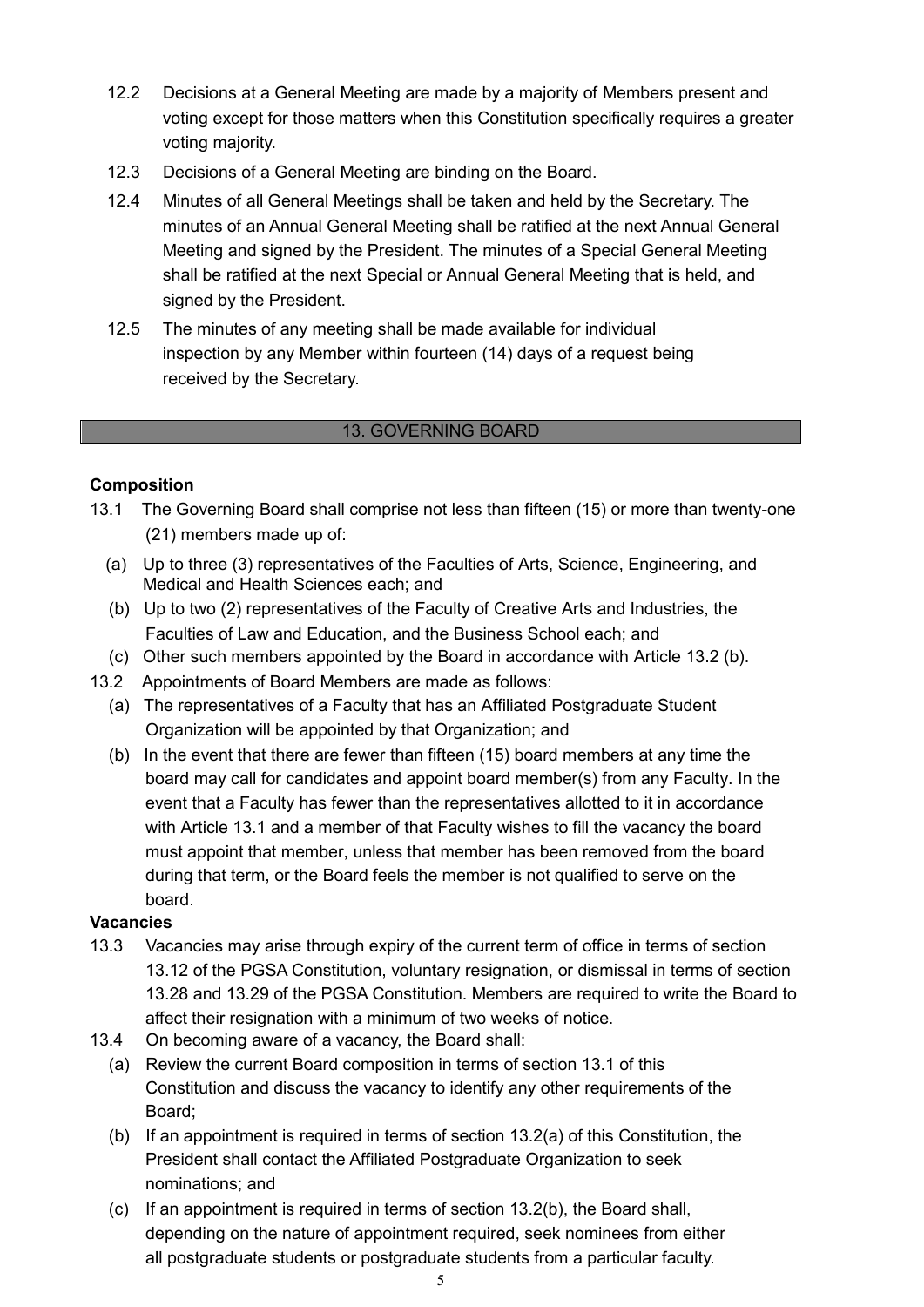12.2 Decisions at a General Meeting are made by a majority of Members present and voting except for those matters when this Constitution specifically requires a greater voting majority.

12.3 Decisions of a General Meeting are binding on the Board.

12.4 Minutes of all General Meetings shall be taken and held by the Secretary. The minutes of an Annual General Meeting shall be ratified at the next Annual General Meeting and signed by the President. The minutes of a Special General Meeting shall be ratified at the next Special or Annual General Meeting that is held, and signed by the President.

12.5 The minutes of any meeting shall be made available for individual inspection by any Member within fourteen (14) days of a request being received by the Secretary.

## 13. GOVERNING BOARD

**Composition**

13.1 The Governing Board shall comprise not less than fifteen (15) or more than twenty-one (21) members made up of:

(a) Up to three (3) representatives of the Faculties of Arts, Science, Engineering, and Medical and Health Sciences each; and

(b) Up to two (2) representatives of the Faculty of Creative Arts and Industries, the Faculties of Law and Education, and the Business School each; and

(c) Other such members appointed by the Board in accordance with Article 13.2 (b).

13.2 Appointments of Board Members are made as follows:

(a) The representatives of a Faculty that has an Affiliated Postgraduate Student Organization will be appointed by that Organization; and

(b) In the event that there are fewer than fifteen (15) board members at any time the board may call for candidates and appoint board member(s) from any Faculty. In the event that a Faculty has fewer than the representatives allotted to it in accordance with Article 13.1 and a member of that Faculty wishes to fill the vacancy the board must appoint that member, unless that member has been removed from the board during that term, or the Board feels the member is not qualified to serve on the board.

**Vacancies**

13.3 Vacancies may arise through expiry of the current term of office in terms of section 13.12 of the PGSA Constitution, voluntary resignation, or dismissal in terms of section 13.28 and 13.29 of the PGSA Constitution. Members are required to write the Board to affect their resignation with a minimum of two weeks of notice.

13.4 On becoming aware of a vacancy, the Board shall:

(a) Review the current Board composition in terms of section 13.1 of this Constitution and discuss the vacancy to identify any other requirements of the Board;

(b) If an appointment is required in terms of section 13.2(a) of this Constitution, the President shall contact the Affiliated Postgraduate Organization to seek nominations; and

(c) If an appointment is required in terms of section 13.2(b), the Board shall, depending on the nature of appointment required, seek nominees from either all postgraduate students or postgraduate students from a particular faculty.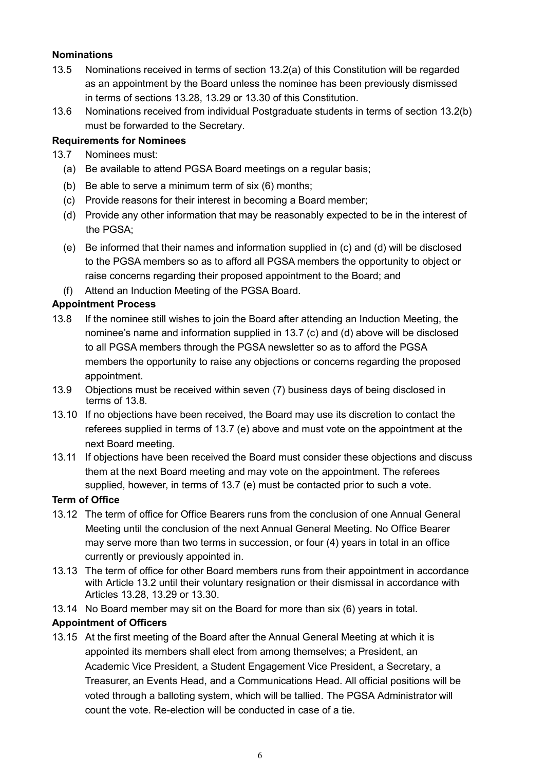**Nominations**

13.5 Nominations received in terms of section 13.2(a) of this Constitution will be regarded as an appointment by the Board unless the nominee has been previously dismissed in terms of sections 13.28, 13.29 or 13.30 of this Constitution.

13.6 Nominations received from individual Postgraduate students in terms of section 13.2(b) must be forwarded to the Secretary.

**Requirements for Nominees**

13.7 Nominees must:

- (a) Be available to attend PGSA Board meetings on a regular basis;
- (b) Be able to serve a minimum term of six (6) months;
- (c) Provide reasons for their interest in becoming a Board member;
- (d) Provide any other information that may be reasonably expected to be in the interest of the PGSA;
- (e) Be informed that their names and information supplied in (c) and (d) will be disclosed to the PGSA members so as to afford all PGSA members the opportunity to object or raise concerns regarding their proposed appointment to the Board; and
- (f) Attend an Induction Meeting of the PGSA Board.

**Appointment Process**

13.8 If the nominee still wishes to join the Board after attending an Induction Meeting, the nominee's name and information supplied in 13.7 (c) and (d) above will be disclosed to all PGSA members through the PGSA newsletter so as to afford the PGSA members the opportunity to raise any objections or concerns regarding the proposed appointment.

13.9 Objections must be received within seven (7) business days of being disclosed in terms of 13.8.

13.10 If no objections have been received, the Board may use its discretion to contact the referees supplied in terms of 13.7 (e) above and must vote on the appointment at the next Board meeting.

13.11 If objections have been received the Board must consider these objections and discuss them at the next Board meeting and may vote on the appointment. The referees supplied, however, in terms of 13.7 (e) must be contacted prior to such a vote.

**Term of Office**

13.12 The term of office for Office Bearers runs from the conclusion of one Annual General Meeting until the conclusion of the next Annual General Meeting. No Office Bearer may serve more than two terms in succession, or four (4) years in total in an office currently or previously appointed in.

13.13 The term of office for other Board members runs from their appointment in accordance with Article 13.2 until their voluntary resignation or their dismissal in accordance with Articles 13.28, 13.29 or 13.30.

13.14 No Board member may sit on the Board for more than six (6) years in total.

**Appointment of Officers**

13.15 At the first meeting of the Board after the Annual General Meeting at which it is appointed its members shall elect from among themselves; a President, an Academic Vice President, a Student Engagement Vice President, a Secretary, a Treasurer, an Events Head, and a Communications Head. All official positions will be voted through a balloting system, which will be tallied. The PGSA Administrator will count the vote. Re-election will be conducted in case of a tie.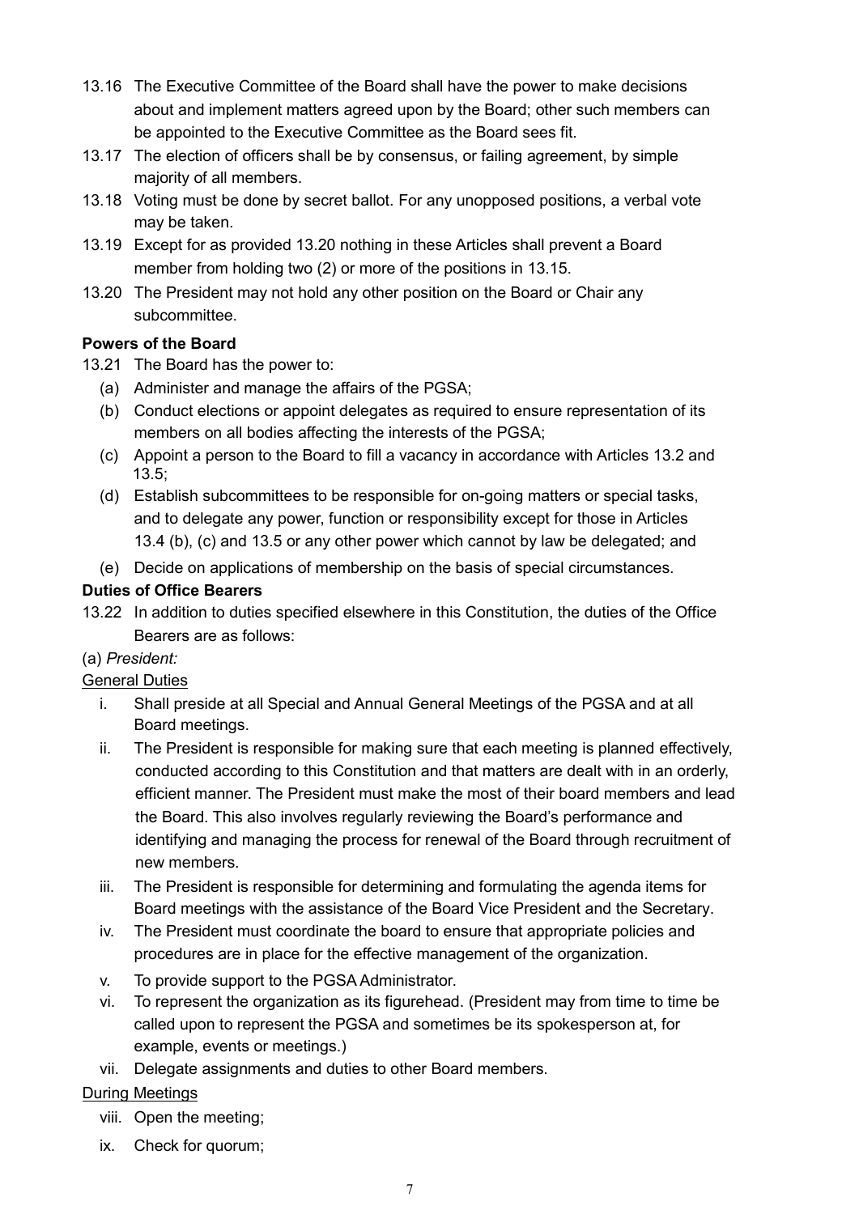13.16 The Executive Committee of the Board shall have the power to make decisions about and implement matters agreed upon by the Board; other such members can be appointed to the Executive Committee as the Board sees fit.

13.17 The election of officers shall be by consensus, or failing agreement, by simple majority of all members.

13.18 Voting must be done by secret ballot. For any unopposed positions, a verbal vote may be taken.

13.19 Except for as provided 13.20 nothing in these Articles shall prevent a Board member from holding two (2) or more of the positions in 13.15.

13.20 The President may not hold any other position on the Board or Chair any subcommittee.

**Powers of the Board**

13.21 The Board has the power to:

(a) Administer and manage the affairs of the PGSA;

(b) Conduct elections or appoint delegates as required to ensure representation of its members on all bodies affecting the interests of the PGSA;

(c) Appoint a person to the Board to fill a vacancy in accordance with Articles 13.2 and 13.5;

(d) Establish subcommittees to be responsible for on-going matters or special tasks, and to delegate any power, function or responsibility except for those in Articles 13.4 (b), (c) and 13.5 or any other power which cannot by law be delegated; and

(e) Decide on applications of membership on the basis of special circumstances.

**Duties of Office Bearers**

13.22 In addition to duties specified elsewhere in this Constitution, the duties of the Office Bearers are as follows:

(a) *President:*

General Duties

i. Shall preside at all Special and Annual General Meetings of the PGSA and at all Board meetings.

ii. The President is responsible for making sure that each meeting is planned effectively, conducted according to this Constitution and that matters are dealt with in an orderly, efficient manner. The President must make the most of their board members and lead the Board. This also involves regularly reviewing the Board's performance and identifying and managing the process for renewal of the Board through recruitment of new members.

iii. The President is responsible for determining and formulating the agenda items for Board meetings with the assistance of the Board Vice President and the Secretary.

iv. The President must coordinate the board to ensure that appropriate policies and procedures are in place for the effective management of the organization.

v. To provide support to the PGSA Administrator.

vi. To represent the organization as its figurehead. (President may from time to time be called upon to represent the PGSA and sometimes be its spokesperson at, for example, events or meetings.)

vii. Delegate assignments and duties to other Board members.

During Meetings

viii. Open the meeting;

ix. Check for quorum;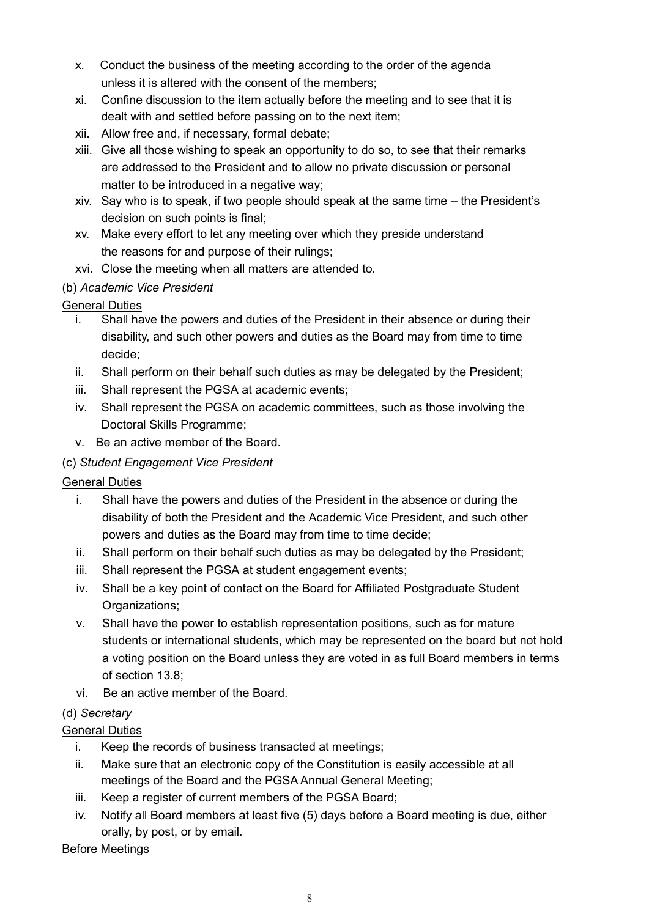x. Conduct the business of the meeting according to the order of the agenda unless it is altered with the consent of the members;
xi. Confine discussion to the item actually before the meeting and to see that it is dealt with and settled before passing on to the next item;
xii. Allow free and, if necessary, formal debate;
xiii. Give all those wishing to speak an opportunity to do so, to see that their remarks are addressed to the President and to allow no private discussion or personal matter to be introduced in a negative way;
xiv. Say who is to speak, if two people should speak at the same time – the President's decision on such points is final;
xv. Make every effort to let any meeting over which they preside understand the reasons for and purpose of their rulings;
xvi. Close the meeting when all matters are attended to.

(b) *Academic Vice President*

General Duties

i. Shall have the powers and duties of the President in their absence or during their disability, and such other powers and duties as the Board may from time to time decide;
ii. Shall perform on their behalf such duties as may be delegated by the President;
iii. Shall represent the PGSA at academic events;
iv. Shall represent the PGSA on academic committees, such as those involving the Doctoral Skills Programme;
v. Be an active member of the Board.

(c) *Student Engagement Vice President*

General Duties

i. Shall have the powers and duties of the President in the absence or during the disability of both the President and the Academic Vice President, and such other powers and duties as the Board may from time to time decide;
ii. Shall perform on their behalf such duties as may be delegated by the President;
iii. Shall represent the PGSA at student engagement events;
iv. Shall be a key point of contact on the Board for Affiliated Postgraduate Student Organizations;
v. Shall have the power to establish representation positions, such as for mature students or international students, which may be represented on the board but not hold a voting position on the Board unless they are voted in as full Board members in terms of section 13.8;
vi. Be an active member of the Board.

(d) *Secretary*

General Duties

i. Keep the records of business transacted at meetings;
ii. Make sure that an electronic copy of the Constitution is easily accessible at all meetings of the Board and the PGSA Annual General Meeting;
iii. Keep a register of current members of the PGSA Board;
iv. Notify all Board members at least five (5) days before a Board meeting is due, either orally, by post, or by email.

Before Meetings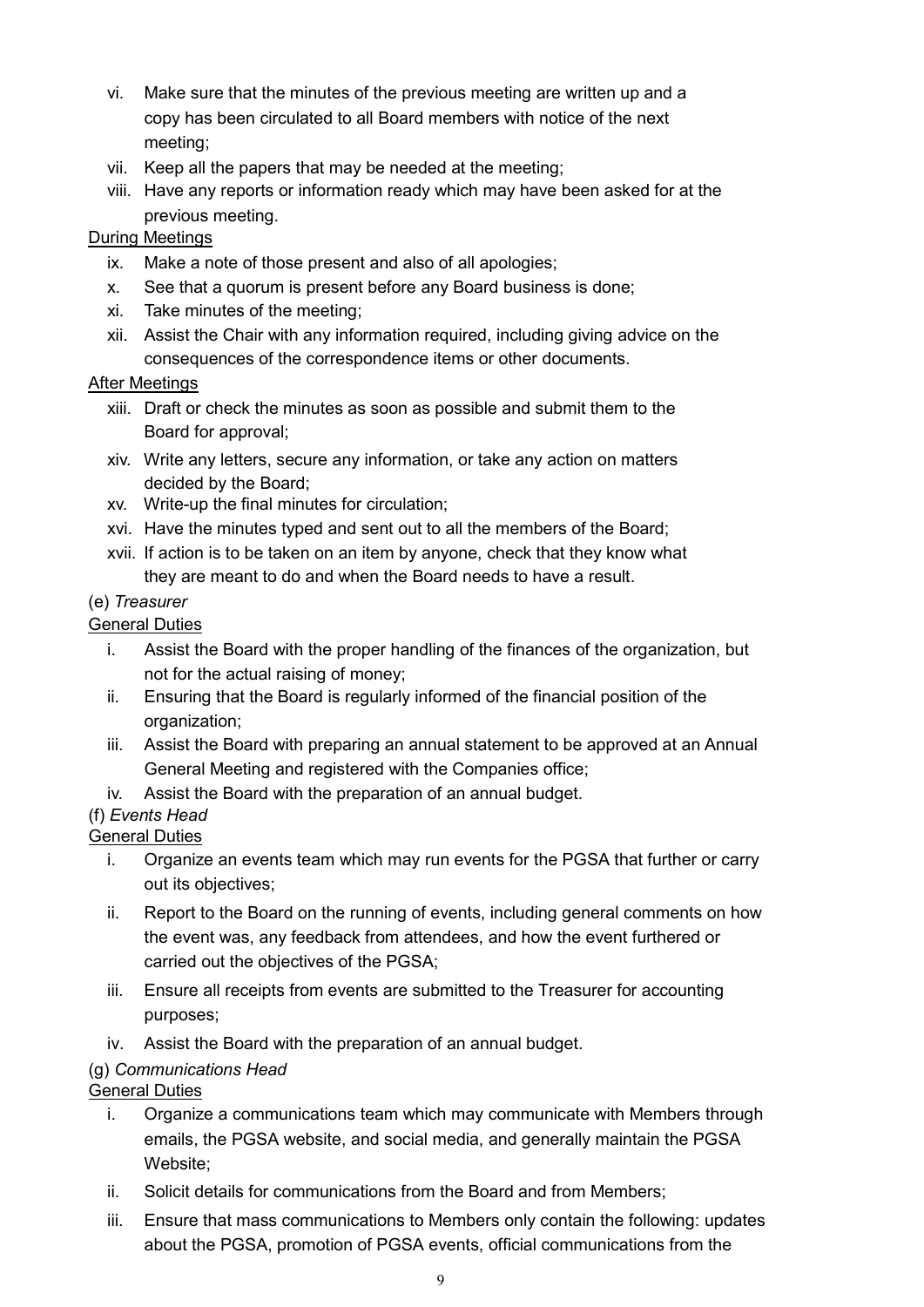vi. Make sure that the minutes of the previous meeting are written up and a copy has been circulated to all Board members with notice of the next meeting;

vii. Keep all the papers that may be needed at the meeting;

viii. Have any reports or information ready which may have been asked for at the previous meeting.

<u>During Meetings</u>

ix. Make a note of those present and also of all apologies;

x. See that a quorum is present before any Board business is done;

xi. Take minutes of the meeting;

xii. Assist the Chair with any information required, including giving advice on the consequences of the correspondence items or other documents.

<u>After Meetings</u>

xiii. Draft or check the minutes as soon as possible and submit them to the Board for approval;

xiv. Write any letters, secure any information, or take any action on matters decided by the Board;

xv. Write-up the final minutes for circulation;

xvi. Have the minutes typed and sent out to all the members of the Board;

xvii. If action is to be taken on an item by anyone, check that they know what they are meant to do and when the Board needs to have a result.

(e) *Treasurer*

<u>General Duties</u>

i. Assist the Board with the proper handling of the finances of the organization, but not for the actual raising of money;

ii. Ensuring that the Board is regularly informed of the financial position of the organization;

iii. Assist the Board with preparing an annual statement to be approved at an Annual General Meeting and registered with the Companies office;

iv. Assist the Board with the preparation of an annual budget.

(f) *Events Head*

<u>General Duties</u>

i. Organize an events team which may run events for the PGSA that further or carry out its objectives;

ii. Report to the Board on the running of events, including general comments on how the event was, any feedback from attendees, and how the event furthered or carried out the objectives of the PGSA;

iii. Ensure all receipts from events are submitted to the Treasurer for accounting purposes;

iv. Assist the Board with the preparation of an annual budget.

(g) *Communications Head*

<u>General Duties</u>

i. Organize a communications team which may communicate with Members through emails, the PGSA website, and social media, and generally maintain the PGSA Website;

ii. Solicit details for communications from the Board and from Members;

iii. Ensure that mass communications to Members only contain the following: updates about the PGSA, promotion of PGSA events, official communications from the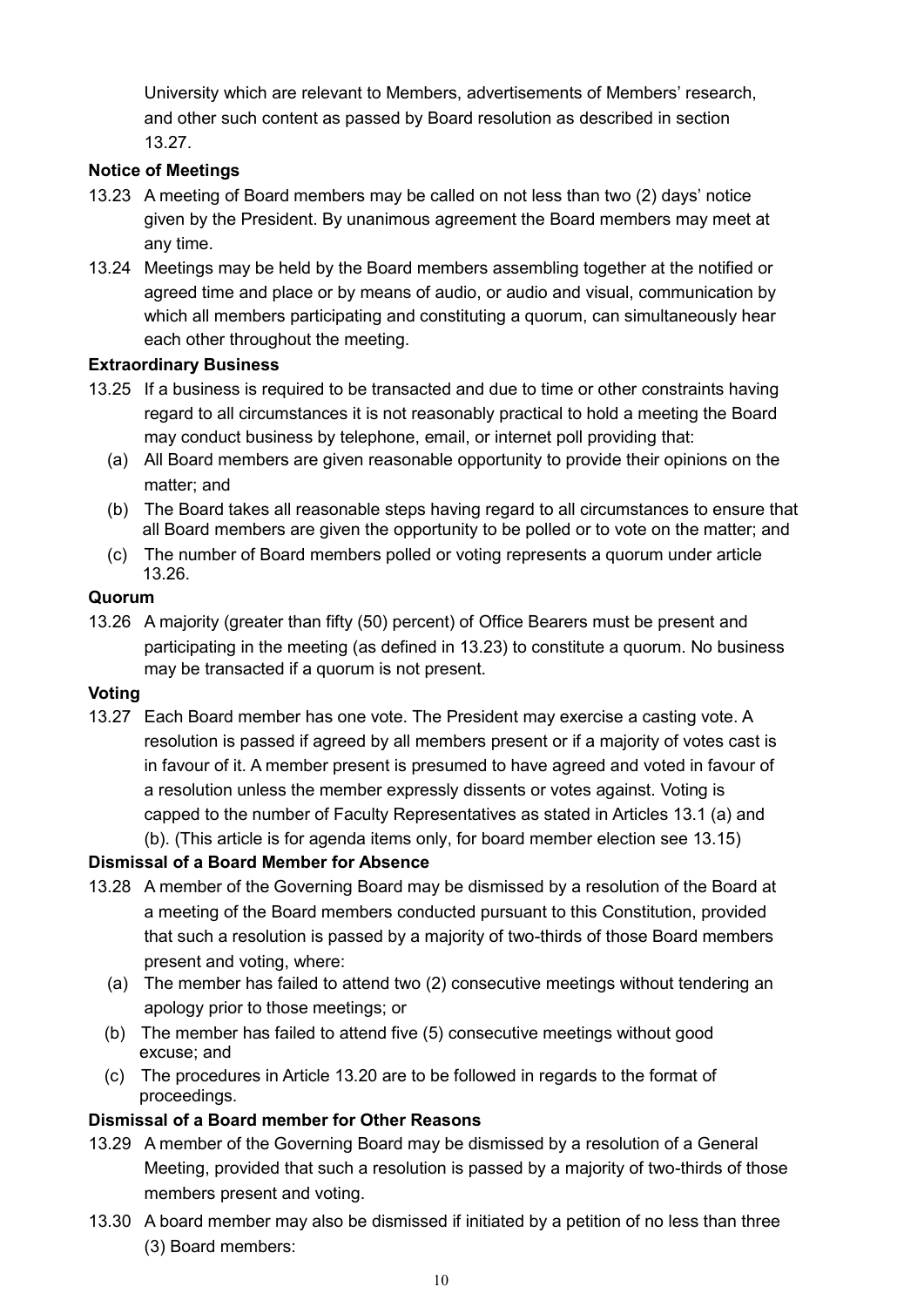University which are relevant to Members, advertisements of Members' research, and other such content as passed by Board resolution as described in section 13.27.

**Notice of Meetings**

13.23 A meeting of Board members may be called on not less than two (2) days' notice given by the President. By unanimous agreement the Board members may meet at any time.

13.24 Meetings may be held by the Board members assembling together at the notified or agreed time and place or by means of audio, or audio and visual, communication by which all members participating and constituting a quorum, can simultaneously hear each other throughout the meeting.

**Extraordinary Business**

13.25 If a business is required to be transacted and due to time or other constraints having regard to all circumstances it is not reasonably practical to hold a meeting the Board may conduct business by telephone, email, or internet poll providing that:

(a) All Board members are given reasonable opportunity to provide their opinions on the matter; and

(b) The Board takes all reasonable steps having regard to all circumstances to ensure that all Board members are given the opportunity to be polled or to vote on the matter; and

(c) The number of Board members polled or voting represents a quorum under article 13.26.

**Quorum**

13.26 A majority (greater than fifty (50) percent) of Office Bearers must be present and participating in the meeting (as defined in 13.23) to constitute a quorum. No business may be transacted if a quorum is not present.

**Voting**

13.27 Each Board member has one vote. The President may exercise a casting vote. A resolution is passed if agreed by all members present or if a majority of votes cast is in favour of it. A member present is presumed to have agreed and voted in favour of a resolution unless the member expressly dissents or votes against. Voting is capped to the number of Faculty Representatives as stated in Articles 13.1 (a) and (b). (This article is for agenda items only, for board member election see 13.15)

**Dismissal of a Board Member for Absence**

13.28 A member of the Governing Board may be dismissed by a resolution of the Board at a meeting of the Board members conducted pursuant to this Constitution, provided that such a resolution is passed by a majority of two-thirds of those Board members present and voting, where:

(a) The member has failed to attend two (2) consecutive meetings without tendering an apology prior to those meetings; or

(b) The member has failed to attend five (5) consecutive meetings without good excuse; and

(c) The procedures in Article 13.20 are to be followed in regards to the format of proceedings.

**Dismissal of a Board member for Other Reasons**

13.29 A member of the Governing Board may be dismissed by a resolution of a General Meeting, provided that such a resolution is passed by a majority of two-thirds of those members present and voting.

13.30 A board member may also be dismissed if initiated by a petition of no less than three (3) Board members: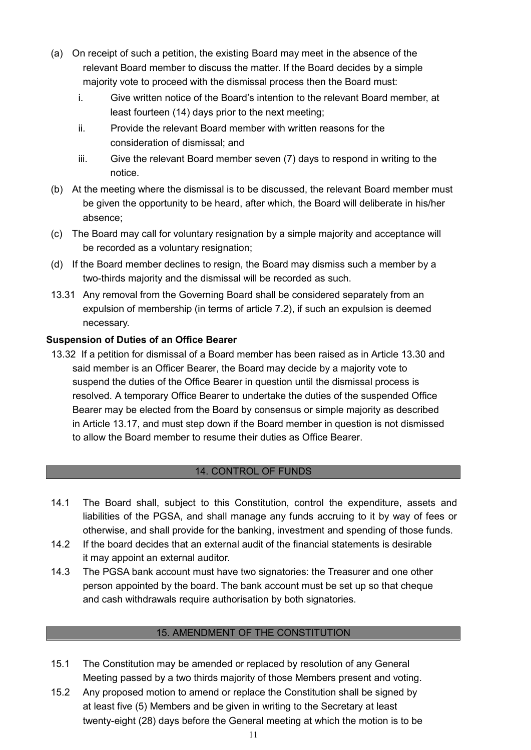(a) On receipt of such a petition, the existing Board may meet in the absence of the relevant Board member to discuss the matter. If the Board decides by a simple majority vote to proceed with the dismissal process then the Board must:

   i. Give written notice of the Board's intention to the relevant Board member, at least fourteen (14) days prior to the next meeting;

   ii. Provide the relevant Board member with written reasons for the consideration of dismissal; and

   iii. Give the relevant Board member seven (7) days to respond in writing to the notice.

(b) At the meeting where the dismissal is to be discussed, the relevant Board member must be given the opportunity to be heard, after which, the Board will deliberate in his/her absence;

(c) The Board may call for voluntary resignation by a simple majority and acceptance will be recorded as a voluntary resignation;

(d) If the Board member declines to resign, the Board may dismiss such a member by a two-thirds majority and the dismissal will be recorded as such.

13.31 Any removal from the Governing Board shall be considered separately from an expulsion of membership (in terms of article 7.2), if such an expulsion is deemed necessary.

**Suspension of Duties of an Office Bearer**

13.32 If a petition for dismissal of a Board member has been raised as in Article 13.30 and said member is an Officer Bearer, the Board may decide by a majority vote to suspend the duties of the Office Bearer in question until the dismissal process is resolved. A temporary Office Bearer to undertake the duties of the suspended Office Bearer may be elected from the Board by consensus or simple majority as described in Article 13.17, and must step down if the Board member in question is not dismissed to allow the Board member to resume their duties as Office Bearer.

## 14. CONTROL OF FUNDS

14.1 The Board shall, subject to this Constitution, control the expenditure, assets and liabilities of the PGSA, and shall manage any funds accruing to it by way of fees or otherwise, and shall provide for the banking, investment and spending of those funds.

14.2 If the board decides that an external audit of the financial statements is desirable it may appoint an external auditor.

14.3 The PGSA bank account must have two signatories: the Treasurer and one other person appointed by the board. The bank account must be set up so that cheque and cash withdrawals require authorisation by both signatories.

## 15. AMENDMENT OF THE CONSTITUTION

15.1 The Constitution may be amended or replaced by resolution of any General Meeting passed by a two thirds majority of those Members present and voting.

15.2 Any proposed motion to amend or replace the Constitution shall be signed by at least five (5) Members and be given in writing to the Secretary at least twenty-eight (28) days before the General meeting at which the motion is to be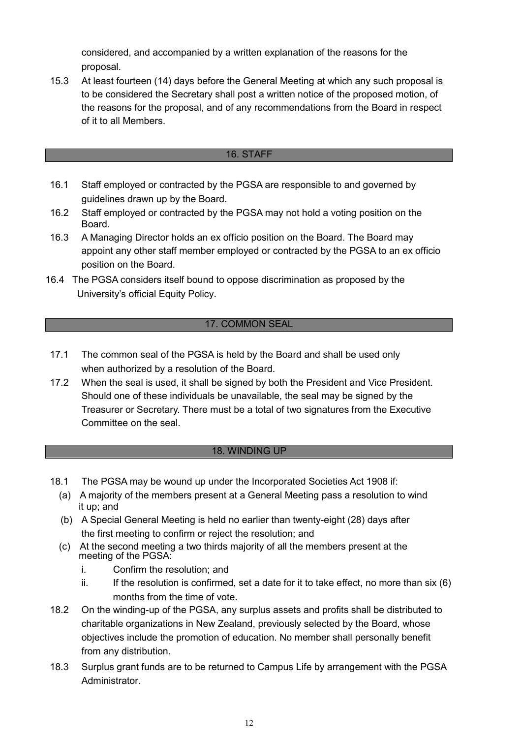considered, and accompanied by a written explanation of the reasons for the proposal.

15.3 At least fourteen (14) days before the General Meeting at which any such proposal is to be considered the Secretary shall post a written notice of the proposed motion, of the reasons for the proposal, and of any recommendations from the Board in respect of it to all Members.

## 16. STAFF

16.1 Staff employed or contracted by the PGSA are responsible to and governed by guidelines drawn up by the Board.

16.2 Staff employed or contracted by the PGSA may not hold a voting position on the Board.

16.3 A Managing Director holds an ex officio position on the Board. The Board may appoint any other staff member employed or contracted by the PGSA to an ex officio position on the Board.

16.4 The PGSA considers itself bound to oppose discrimination as proposed by the University's official Equity Policy.

## 17. COMMON SEAL

17.1 The common seal of the PGSA is held by the Board and shall be used only when authorized by a resolution of the Board.

17.2 When the seal is used, it shall be signed by both the President and Vice President. Should one of these individuals be unavailable, the seal may be signed by the Treasurer or Secretary. There must be a total of two signatures from the Executive Committee on the seal.

## 18. WINDING UP

18.1 The PGSA may be wound up under the Incorporated Societies Act 1908 if:

(a) A majority of the members present at a General Meeting pass a resolution to wind it up; and

(b) A Special General Meeting is held no earlier than twenty-eight (28) days after the first meeting to confirm or reject the resolution; and

(c) At the second meeting a two thirds majority of all the members present at the meeting of the PGSA:

   i. Confirm the resolution; and

   ii. If the resolution is confirmed, set a date for it to take effect, no more than six (6) months from the time of vote.

18.2 On the winding-up of the PGSA, any surplus assets and profits shall be distributed to charitable organizations in New Zealand, previously selected by the Board, whose objectives include the promotion of education. No member shall personally benefit from any distribution.

18.3 Surplus grant funds are to be returned to Campus Life by arrangement with the PGSA Administrator.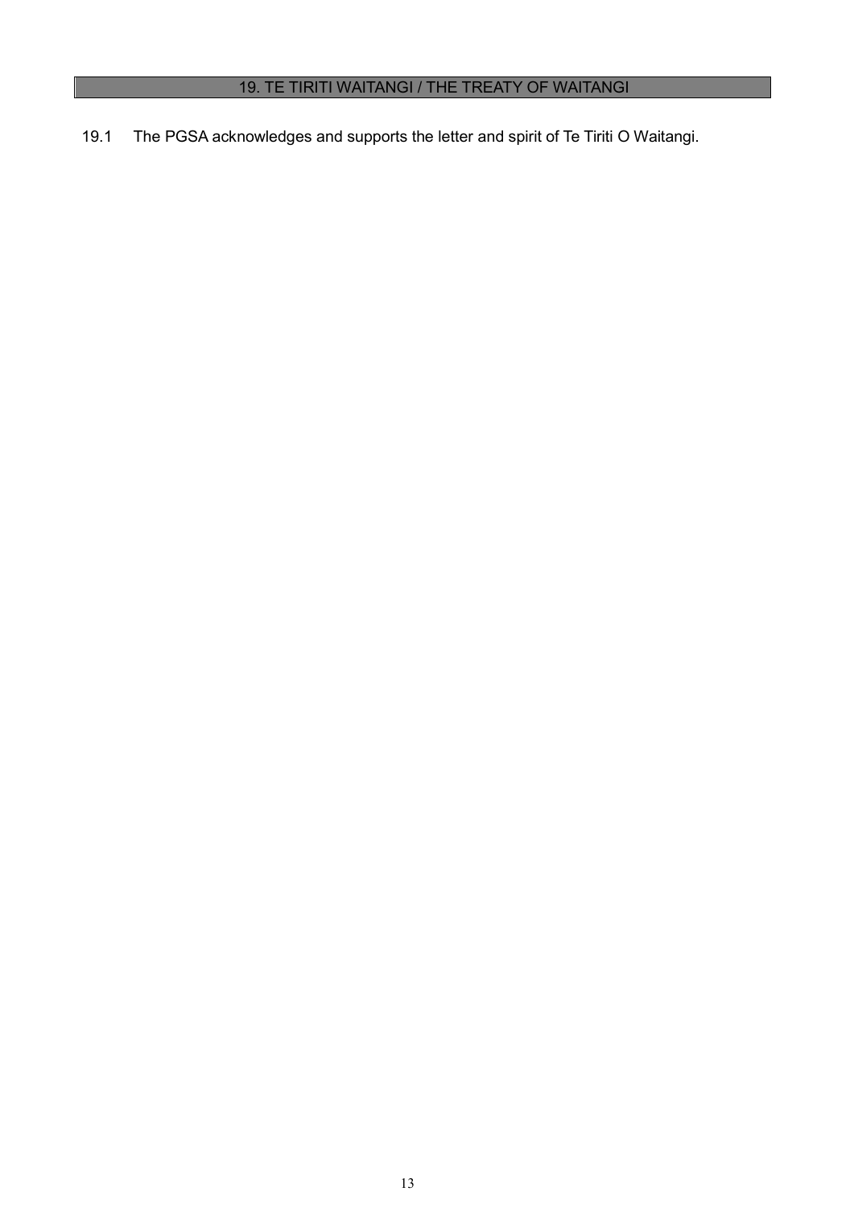## 19. TE TIRITI WAITANGI / THE TREATY OF WAITANGI

19.1 The PGSA acknowledges and supports the letter and spirit of Te Tiriti O Waitangi.